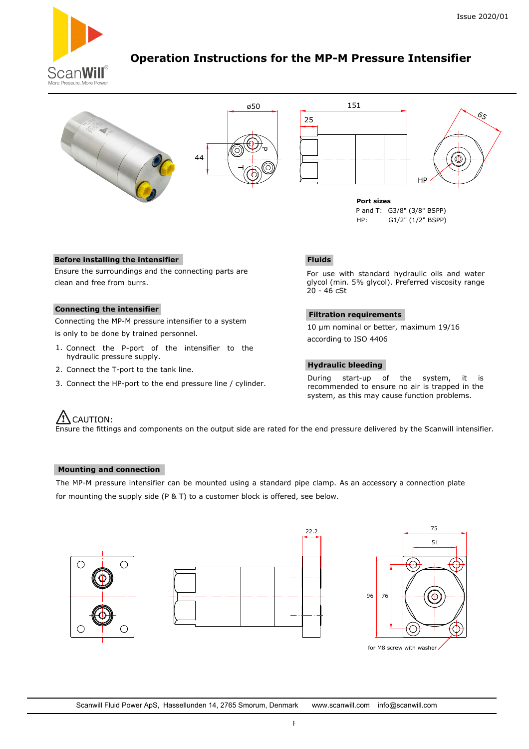# Operation Instructions for the MP-M Pressure Intensifier

**Port sizes**

P and T: G3/8" (3/8" BSPP)

HP: G1/2" (1/2" BSPP)

## Before installing the intensifier

Ensure the surroundings and the connecting parts are clean and free from burrs.

## Connecting the intensifier

Connecting the MP-M pressure intensifier to a system is only to be done by trained personnel.

1. Connect the P-port of the intensifier to the hydraulic pressure supply.
2. Connect the T-port to the tank line.
3. Connect the HP-port to the end pressure line / cylinder.

## Fluids

For use with standard hydraulic oils and water glycol (min. 5% glycol). Preferred viscosity range 20 - 46 cSt

## Filtration requirements

10 µm nominal or better, maximum 19/16 according to ISO 4406

## Hydraulic bleeding

During start-up of the system, it is recommended to ensure no air is trapped in the system, as this may cause function problems.

⚠ CAUTION:

Ensure the fittings and components on the output side are rated for the end pressure delivered by the Scanwill intensifier.

## Mounting and connection

The MP-M pressure intensifier can be mounted using a standard pipe clamp. As an accessory a connection plate for mounting the supply side (P & T) to a customer block is offered, see below.

for M8 screw with washer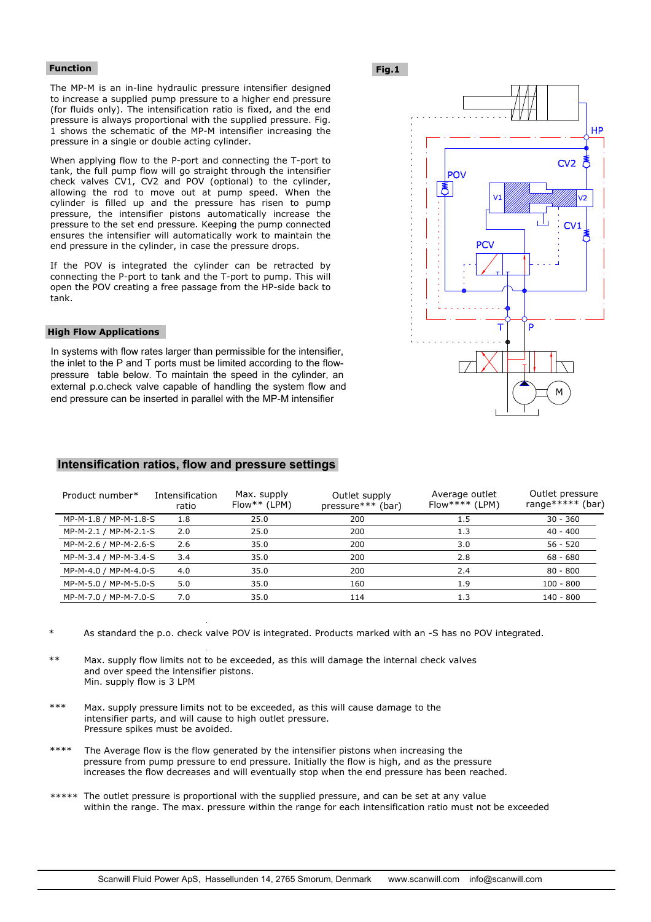## Function

The MP-M is an in-line hydraulic pressure intensifier designed to increase a supplied pump pressure to a higher end pressure (for fluids only). The intensification ratio is fixed, and the end pressure is always proportional with the supplied pressure. Fig. 1 shows the schematic of the MP-M intensifier increasing the pressure in a single or double acting cylinder.

When applying flow to the P-port and connecting the T-port to tank, the full pump flow will go straight through the intensifier check valves CV1, CV2 and POV (optional) to the cylinder, allowing the rod to move out at pump speed. When the cylinder is filled up and the pressure has risen to pump pressure, the intensifier pistons automatically increase the pressure to the set end pressure. Keeping the pump connected ensures the intensifier will automatically work to maintain the end pressure in the cylinder, in case the pressure drops.

If the POV is integrated the cylinder can be retracted by connecting the P-port to tank and the T-port to pump. This will open the POV creating a free passage from the HP-side back to tank.

## High Flow Applications

In systems with flow rates larger than permissible for the intensifier, the inlet to the P and T ports must be limited according to the flow-pressure table below. To maintain the speed in the cylinder, an external p.o.check valve capable of handling the system flow and end pressure can be inserted in parallel with the MP-M intensifier

**Fig.1**

HP
CV2
POV
V1
V2
CV1
PCV
T
P
M

## Intensification ratios, flow and pressure settings

| Product number* | Intensification ratio | Max. supply Flow** (LPM) | Outlet supply pressure*** (bar) | Average outlet Flow**** (LPM) | Outlet pressure range***** (bar) |
|---|---|---|---|---|---|
| MP-M-1.8 / MP-M-1.8-S | 1.8 | 25.0 | 200 | 1.5 | 30 - 360 |
| MP-M-2.1 / MP-M-2.1-S | 2.0 | 25.0 | 200 | 1.3 | 40 - 400 |
| MP-M-2.6 / MP-M-2.6-S | 2.6 | 35.0 | 200 | 3.0 | 56 - 520 |
| MP-M-3.4 / MP-M-3.4-S | 3.4 | 35.0 | 200 | 2.8 | 68 - 680 |
| MP-M-4.0 / MP-M-4.0-S | 4.0 | 35.0 | 200 | 2.4 | 80 - 800 |
| MP-M-5.0 / MP-M-5.0-S | 5.0 | 35.0 | 160 | 1.9 | 100 - 800 |
| MP-M-7.0 / MP-M-7.0-S | 7.0 | 35.0 | 114 | 1.3 | 140 - 800 |

\* As standard the p.o. check valve POV is integrated. Products marked with an -S has no POV integrated.

\** Max. supply flow limits not to be exceeded, as this will damage the internal check valves and over speed the intensifier pistons.
Min. supply flow is 3 LPM

\*** Max. supply pressure limits not to be exceeded, as this will cause damage to the intensifier parts, and will cause to high outlet pressure.
Pressure spikes must be avoided.

\**** The Average flow is the flow generated by the intensifier pistons when increasing the pressure from pump pressure to end pressure. Initially the flow is high, and as the pressure increases the flow decreases and will eventually stop when the end pressure has been reached.

\***** The outlet pressure is proportional with the supplied pressure, and can be set at any value within the range. The max. pressure within the range for each intensification ratio must not be exceeded